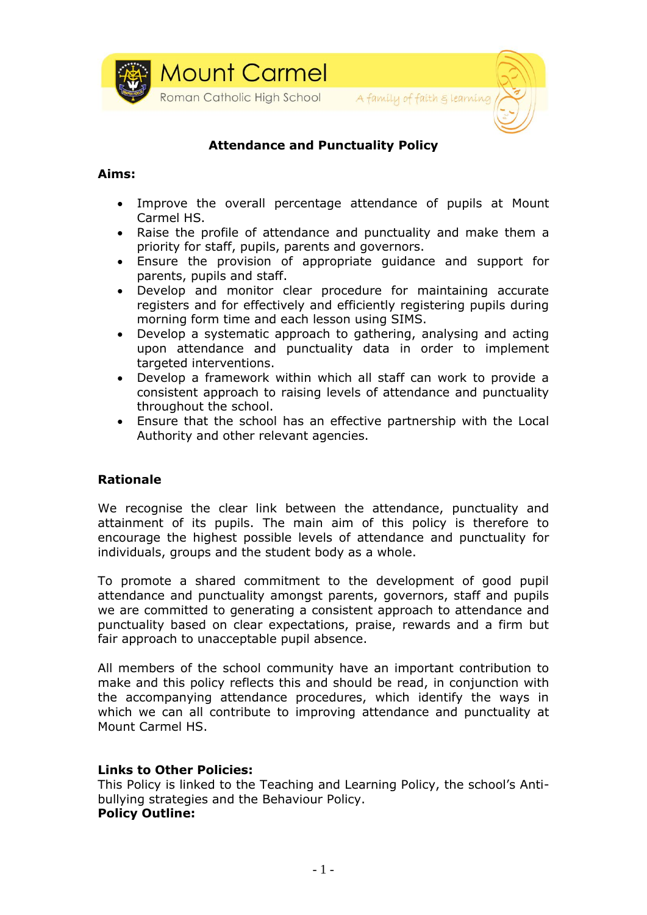Mount Carmel

Roman Catholic High School — A family of faith & learning

# Attendance and Punctuality Policy

**Aims:**

- Improve the overall percentage attendance of pupils at Mount Carmel HS.
- Raise the profile of attendance and punctuality and make them a priority for staff, pupils, parents and governors.
- Ensure the provision of appropriate guidance and support for parents, pupils and staff.
- Develop and monitor clear procedure for maintaining accurate registers and for effectively and efficiently registering pupils during morning form time and each lesson using SIMS.
- Develop a systematic approach to gathering, analysing and acting upon attendance and punctuality data in order to implement targeted interventions.
- Develop a framework within which all staff can work to provide a consistent approach to raising levels of attendance and punctuality throughout the school.
- Ensure that the school has an effective partnership with the Local Authority and other relevant agencies.

**Rationale**

We recognise the clear link between the attendance, punctuality and attainment of its pupils. The main aim of this policy is therefore to encourage the highest possible levels of attendance and punctuality for individuals, groups and the student body as a whole.

To promote a shared commitment to the development of good pupil attendance and punctuality amongst parents, governors, staff and pupils we are committed to generating a consistent approach to attendance and punctuality based on clear expectations, praise, rewards and a firm but fair approach to unacceptable pupil absence.

All members of the school community have an important contribution to make and this policy reflects this and should be read, in conjunction with the accompanying attendance procedures, which identify the ways in which we can all contribute to improving attendance and punctuality at Mount Carmel HS.

**Links to Other Policies:**
This Policy is linked to the Teaching and Learning Policy, the school's Anti-bullying strategies and the Behaviour Policy.

**Policy Outline:**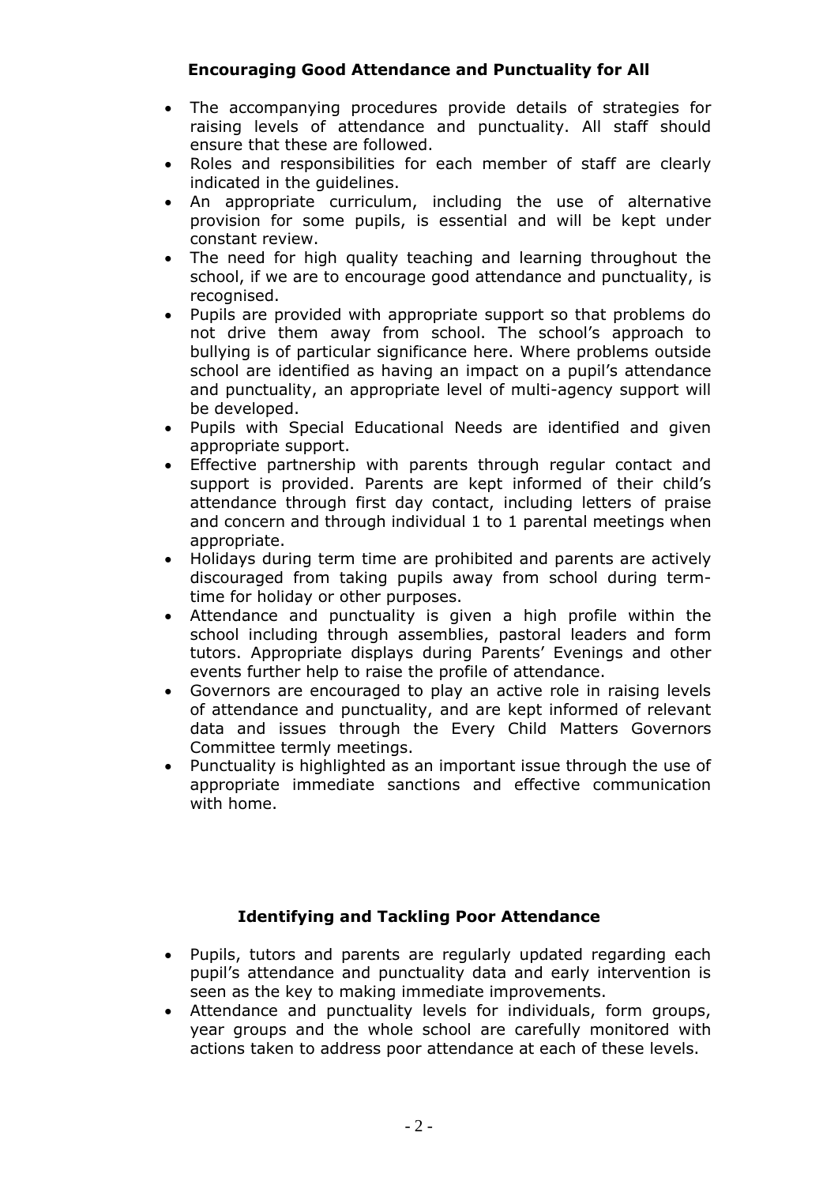## Encouraging Good Attendance and Punctuality for All

- The accompanying procedures provide details of strategies for raising levels of attendance and punctuality. All staff should ensure that these are followed.
- Roles and responsibilities for each member of staff are clearly indicated in the guidelines.
- An appropriate curriculum, including the use of alternative provision for some pupils, is essential and will be kept under constant review.
- The need for high quality teaching and learning throughout the school, if we are to encourage good attendance and punctuality, is recognised.
- Pupils are provided with appropriate support so that problems do not drive them away from school. The school's approach to bullying is of particular significance here. Where problems outside school are identified as having an impact on a pupil's attendance and punctuality, an appropriate level of multi-agency support will be developed.
- Pupils with Special Educational Needs are identified and given appropriate support.
- Effective partnership with parents through regular contact and support is provided. Parents are kept informed of their child's attendance through first day contact, including letters of praise and concern and through individual 1 to 1 parental meetings when appropriate.
- Holidays during term time are prohibited and parents are actively discouraged from taking pupils away from school during term-time for holiday or other purposes.
- Attendance and punctuality is given a high profile within the school including through assemblies, pastoral leaders and form tutors. Appropriate displays during Parents' Evenings and other events further help to raise the profile of attendance.
- Governors are encouraged to play an active role in raising levels of attendance and punctuality, and are kept informed of relevant data and issues through the Every Child Matters Governors Committee termly meetings.
- Punctuality is highlighted as an important issue through the use of appropriate immediate sanctions and effective communication with home.

## Identifying and Tackling Poor Attendance

- Pupils, tutors and parents are regularly updated regarding each pupil's attendance and punctuality data and early intervention is seen as the key to making immediate improvements.
- Attendance and punctuality levels for individuals, form groups, year groups and the whole school are carefully monitored with actions taken to address poor attendance at each of these levels.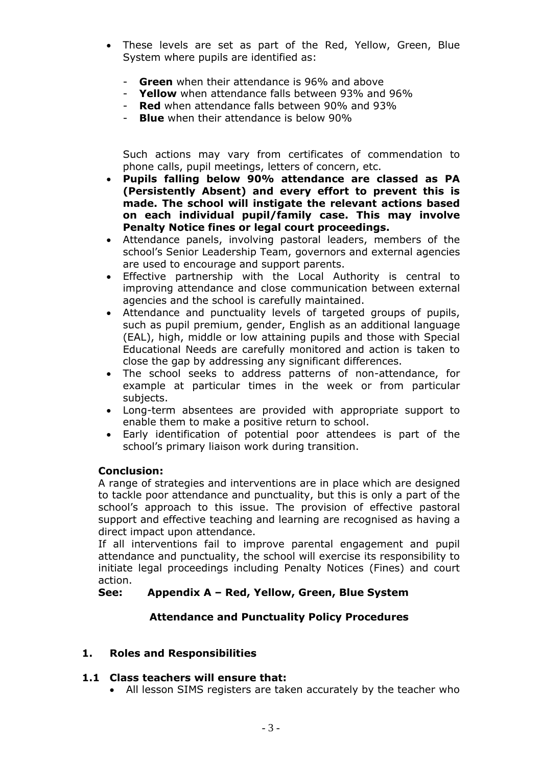- These levels are set as part of the Red, Yellow, Green, Blue System where pupils are identified as:

    - **Green** when their attendance is 96% and above
    - **Yellow** when attendance falls between 93% and 96%
    - **Red** when attendance falls between 90% and 93%
    - **Blue** when their attendance is below 90%

  Such actions may vary from certificates of commendation to phone calls, pupil meetings, letters of concern, etc.
- **Pupils falling below 90% attendance are classed as PA (Persistently Absent) and every effort to prevent this is made. The school will instigate the relevant actions based on each individual pupil/family case. This may involve Penalty Notice fines or legal court proceedings.**
- Attendance panels, involving pastoral leaders, members of the school's Senior Leadership Team, governors and external agencies are used to encourage and support parents.
- Effective partnership with the Local Authority is central to improving attendance and close communication between external agencies and the school is carefully maintained.
- Attendance and punctuality levels of targeted groups of pupils, such as pupil premium, gender, English as an additional language (EAL), high, middle or low attaining pupils and those with Special Educational Needs are carefully monitored and action is taken to close the gap by addressing any significant differences.
- The school seeks to address patterns of non-attendance, for example at particular times in the week or from particular subjects.
- Long-term absentees are provided with appropriate support to enable them to make a positive return to school.
- Early identification of potential poor attendees is part of the school's primary liaison work during transition.

**Conclusion:**

A range of strategies and interventions are in place which are designed to tackle poor attendance and punctuality, but this is only a part of the school's approach to this issue. The provision of effective pastoral support and effective teaching and learning are recognised as having a direct impact upon attendance.

If all interventions fail to improve parental engagement and pupil attendance and punctuality, the school will exercise its responsibility to initiate legal proceedings including Penalty Notices (Fines) and court action.

**See: Appendix A – Red, Yellow, Green, Blue System**

## Attendance and Punctuality Policy Procedures

### 1. Roles and Responsibilities

#### 1.1 Class teachers will ensure that:

- All lesson SIMS registers are taken accurately by the teacher who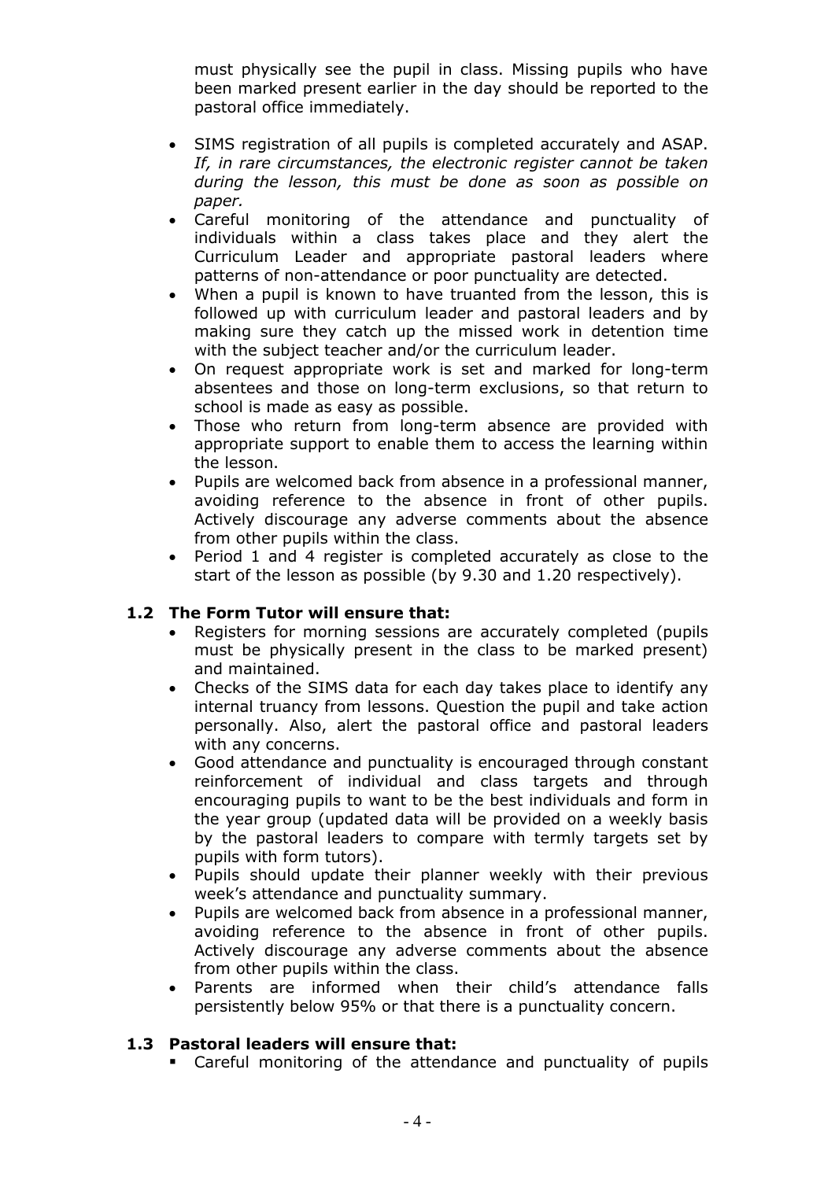must physically see the pupil in class. Missing pupils who have been marked present earlier in the day should be reported to the pastoral office immediately.

- SIMS registration of all pupils is completed accurately and ASAP. *If, in rare circumstances, the electronic register cannot be taken during the lesson, this must be done as soon as possible on paper.*
- Careful monitoring of the attendance and punctuality of individuals within a class takes place and they alert the Curriculum Leader and appropriate pastoral leaders where patterns of non-attendance or poor punctuality are detected.
- When a pupil is known to have truanted from the lesson, this is followed up with curriculum leader and pastoral leaders and by making sure they catch up the missed work in detention time with the subject teacher and/or the curriculum leader.
- On request appropriate work is set and marked for long-term absentees and those on long-term exclusions, so that return to school is made as easy as possible.
- Those who return from long-term absence are provided with appropriate support to enable them to access the learning within the lesson.
- Pupils are welcomed back from absence in a professional manner, avoiding reference to the absence in front of other pupils. Actively discourage any adverse comments about the absence from other pupils within the class.
- Period 1 and 4 register is completed accurately as close to the start of the lesson as possible (by 9.30 and 1.20 respectively).

### 1.2 The Form Tutor will ensure that:

- Registers for morning sessions are accurately completed (pupils must be physically present in the class to be marked present) and maintained.
- Checks of the SIMS data for each day takes place to identify any internal truancy from lessons. Question the pupil and take action personally. Also, alert the pastoral office and pastoral leaders with any concerns.
- Good attendance and punctuality is encouraged through constant reinforcement of individual and class targets and through encouraging pupils to want to be the best individuals and form in the year group (updated data will be provided on a weekly basis by the pastoral leaders to compare with termly targets set by pupils with form tutors).
- Pupils should update their planner weekly with their previous week's attendance and punctuality summary.
- Pupils are welcomed back from absence in a professional manner, avoiding reference to the absence in front of other pupils. Actively discourage any adverse comments about the absence from other pupils within the class.
- Parents are informed when their child's attendance falls persistently below 95% or that there is a punctuality concern.

### 1.3 Pastoral leaders will ensure that:

- Careful monitoring of the attendance and punctuality of pupils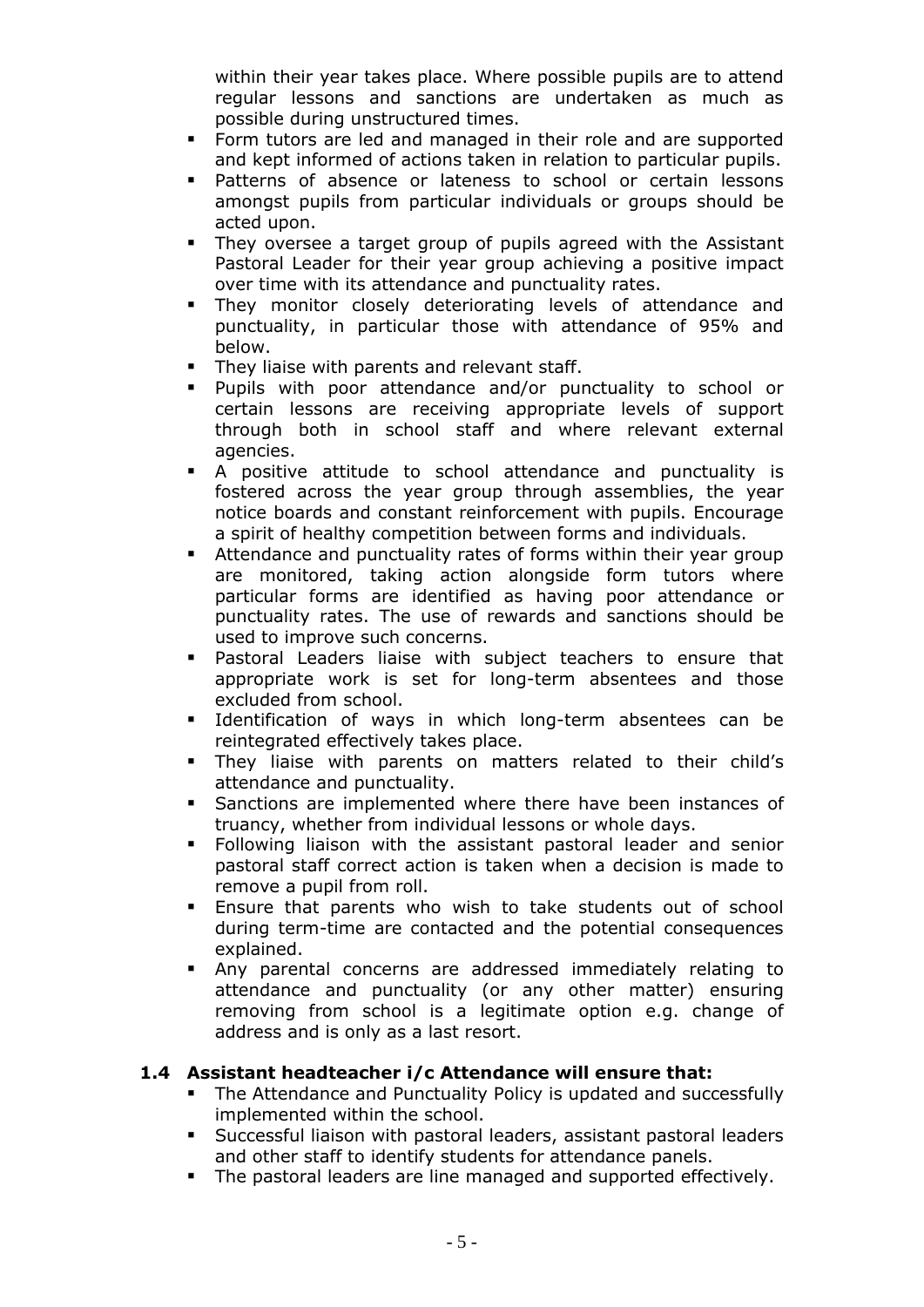within their year takes place. Where possible pupils are to attend regular lessons and sanctions are undertaken as much as possible during unstructured times.

- Form tutors are led and managed in their role and are supported and kept informed of actions taken in relation to particular pupils.
- Patterns of absence or lateness to school or certain lessons amongst pupils from particular individuals or groups should be acted upon.
- They oversee a target group of pupils agreed with the Assistant Pastoral Leader for their year group achieving a positive impact over time with its attendance and punctuality rates.
- They monitor closely deteriorating levels of attendance and punctuality, in particular those with attendance of 95% and below.
- They liaise with parents and relevant staff.
- Pupils with poor attendance and/or punctuality to school or certain lessons are receiving appropriate levels of support through both in school staff and where relevant external agencies.
- A positive attitude to school attendance and punctuality is fostered across the year group through assemblies, the year notice boards and constant reinforcement with pupils. Encourage a spirit of healthy competition between forms and individuals.
- Attendance and punctuality rates of forms within their year group are monitored, taking action alongside form tutors where particular forms are identified as having poor attendance or punctuality rates. The use of rewards and sanctions should be used to improve such concerns.
- Pastoral Leaders liaise with subject teachers to ensure that appropriate work is set for long-term absentees and those excluded from school.
- Identification of ways in which long-term absentees can be reintegrated effectively takes place.
- They liaise with parents on matters related to their child's attendance and punctuality.
- Sanctions are implemented where there have been instances of truancy, whether from individual lessons or whole days.
- Following liaison with the assistant pastoral leader and senior pastoral staff correct action is taken when a decision is made to remove a pupil from roll.
- Ensure that parents who wish to take students out of school during term-time are contacted and the potential consequences explained.
- Any parental concerns are addressed immediately relating to attendance and punctuality (or any other matter) ensuring removing from school is a legitimate option e.g. change of address and is only as a last resort.

### 1.4 Assistant headteacher i/c Attendance will ensure that:

- The Attendance and Punctuality Policy is updated and successfully implemented within the school.
- Successful liaison with pastoral leaders, assistant pastoral leaders and other staff to identify students for attendance panels.
- The pastoral leaders are line managed and supported effectively.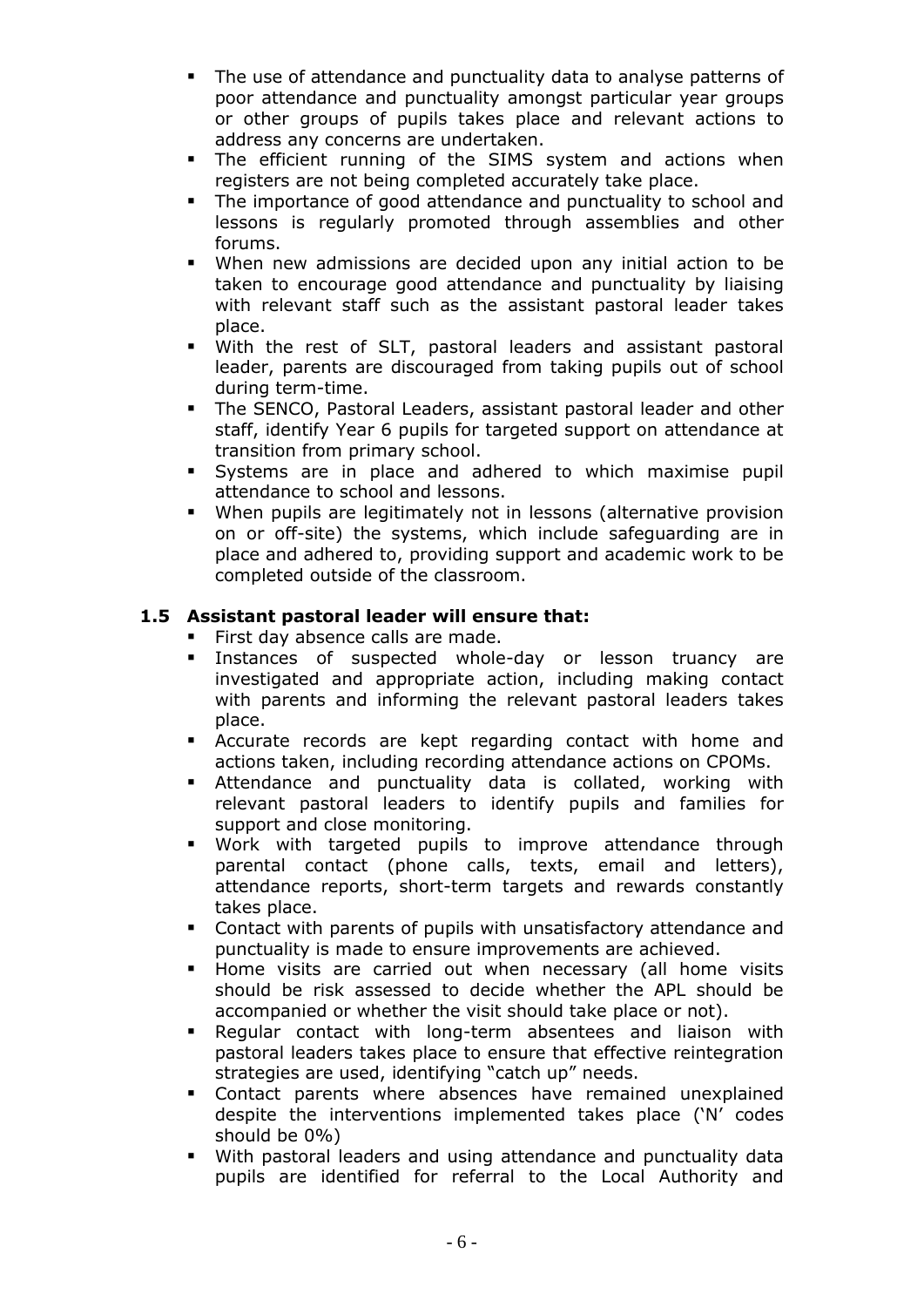- The use of attendance and punctuality data to analyse patterns of poor attendance and punctuality amongst particular year groups or other groups of pupils takes place and relevant actions to address any concerns are undertaken.
- The efficient running of the SIMS system and actions when registers are not being completed accurately take place.
- The importance of good attendance and punctuality to school and lessons is regularly promoted through assemblies and other forums.
- When new admissions are decided upon any initial action to be taken to encourage good attendance and punctuality by liaising with relevant staff such as the assistant pastoral leader takes place.
- With the rest of SLT, pastoral leaders and assistant pastoral leader, parents are discouraged from taking pupils out of school during term-time.
- The SENCO, Pastoral Leaders, assistant pastoral leader and other staff, identify Year 6 pupils for targeted support on attendance at transition from primary school.
- Systems are in place and adhered to which maximise pupil attendance to school and lessons.
- When pupils are legitimately not in lessons (alternative provision on or off-site) the systems, which include safeguarding are in place and adhered to, providing support and academic work to be completed outside of the classroom.

### 1.5 Assistant pastoral leader will ensure that:

- First day absence calls are made.
- Instances of suspected whole-day or lesson truancy are investigated and appropriate action, including making contact with parents and informing the relevant pastoral leaders takes place.
- Accurate records are kept regarding contact with home and actions taken, including recording attendance actions on CPOMs.
- Attendance and punctuality data is collated, working with relevant pastoral leaders to identify pupils and families for support and close monitoring.
- Work with targeted pupils to improve attendance through parental contact (phone calls, texts, email and letters), attendance reports, short-term targets and rewards constantly takes place.
- Contact with parents of pupils with unsatisfactory attendance and punctuality is made to ensure improvements are achieved.
- Home visits are carried out when necessary (all home visits should be risk assessed to decide whether the APL should be accompanied or whether the visit should take place or not).
- Regular contact with long-term absentees and liaison with pastoral leaders takes place to ensure that effective reintegration strategies are used, identifying "catch up" needs.
- Contact parents where absences have remained unexplained despite the interventions implemented takes place ('N' codes should be 0%)
- With pastoral leaders and using attendance and punctuality data pupils are identified for referral to the Local Authority and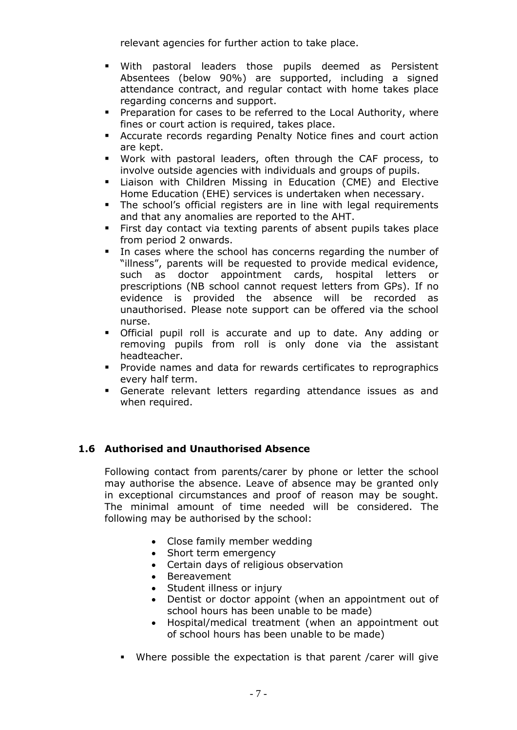relevant agencies for further action to take place.

- With pastoral leaders those pupils deemed as Persistent Absentees (below 90%) are supported, including a signed attendance contract, and regular contact with home takes place regarding concerns and support.
- Preparation for cases to be referred to the Local Authority, where fines or court action is required, takes place.
- Accurate records regarding Penalty Notice fines and court action are kept.
- Work with pastoral leaders, often through the CAF process, to involve outside agencies with individuals and groups of pupils.
- Liaison with Children Missing in Education (CME) and Elective Home Education (EHE) services is undertaken when necessary.
- The school's official registers are in line with legal requirements and that any anomalies are reported to the AHT.
- First day contact via texting parents of absent pupils takes place from period 2 onwards.
- In cases where the school has concerns regarding the number of "illness", parents will be requested to provide medical evidence, such as doctor appointment cards, hospital letters or prescriptions (NB school cannot request letters from GPs). If no evidence is provided the absence will be recorded as unauthorised. Please note support can be offered via the school nurse.
- Official pupil roll is accurate and up to date. Any adding or removing pupils from roll is only done via the assistant headteacher.
- Provide names and data for rewards certificates to reprographics every half term.
- Generate relevant letters regarding attendance issues as and when required.

### 1.6 Authorised and Unauthorised Absence

Following contact from parents/carer by phone or letter the school may authorise the absence. Leave of absence may be granted only in exceptional circumstances and proof of reason may be sought. The minimal amount of time needed will be considered. The following may be authorised by the school:

- Close family member wedding
- Short term emergency
- Certain days of religious observation
- Bereavement
- Student illness or injury
- Dentist or doctor appoint (when an appointment out of school hours has been unable to be made)
- Hospital/medical treatment (when an appointment out of school hours has been unable to be made)

- Where possible the expectation is that parent /carer will give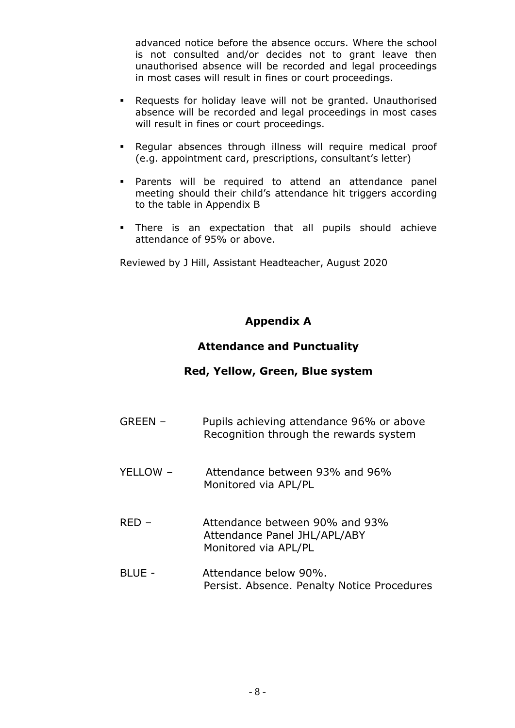advanced notice before the absence occurs. Where the school is not consulted and/or decides not to grant leave then unauthorised absence will be recorded and legal proceedings in most cases will result in fines or court proceedings.

- Requests for holiday leave will not be granted. Unauthorised absence will be recorded and legal proceedings in most cases will result in fines or court proceedings.
- Regular absences through illness will require medical proof (e.g. appointment card, prescriptions, consultant's letter)
- Parents will be required to attend an attendance panel meeting should their child's attendance hit triggers according to the table in Appendix B
- There is an expectation that all pupils should achieve attendance of 95% or above.

Reviewed by J Hill, Assistant Headteacher, August 2020

## Appendix A

### Attendance and Punctuality

### Red, Yellow, Green, Blue system

GREEN – Pupils achieving attendance 96% or above
Recognition through the rewards system

YELLOW – Attendance between 93% and 96%
Monitored via APL/PL

RED – Attendance between 90% and 93%
Attendance Panel JHL/APL/ABY
Monitored via APL/PL

BLUE - Attendance below 90%.
Persist. Absence. Penalty Notice Procedures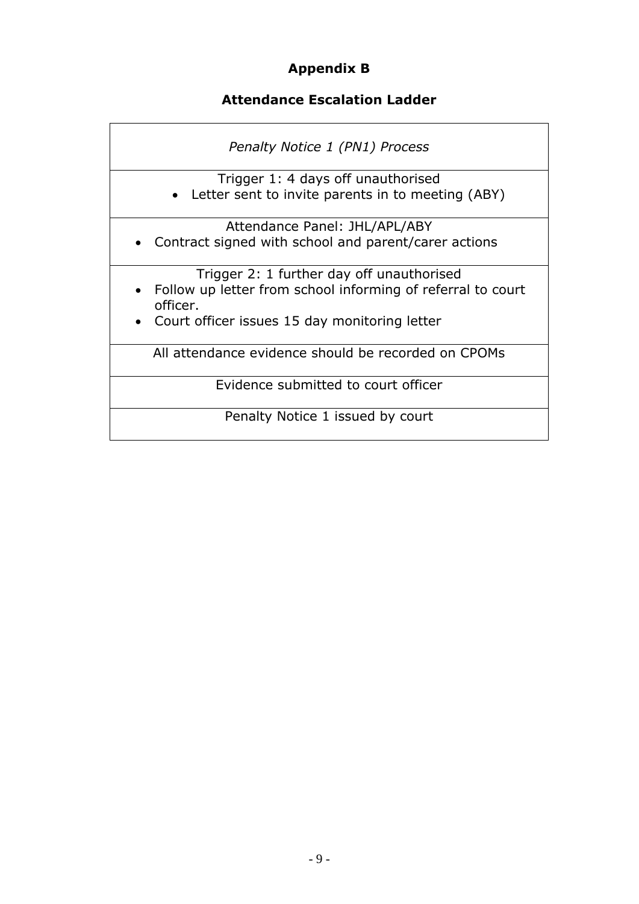## Appendix B

## Attendance Escalation Ladder

| |
|---|
| *Penalty Notice 1 (PN1) Process* |
| Trigger 1: 4 days off unauthorised<br>• Letter sent to invite parents in to meeting (ABY) |
| Attendance Panel: JHL/APL/ABY<br>• Contract signed with school and parent/carer actions |
| Trigger 2: 1 further day off unauthorised<br>• Follow up letter from school informing of referral to court officer.<br>• Court officer issues 15 day monitoring letter |
| All attendance evidence should be recorded on CPOMs |
| Evidence submitted to court officer |
| Penalty Notice 1 issued by court |